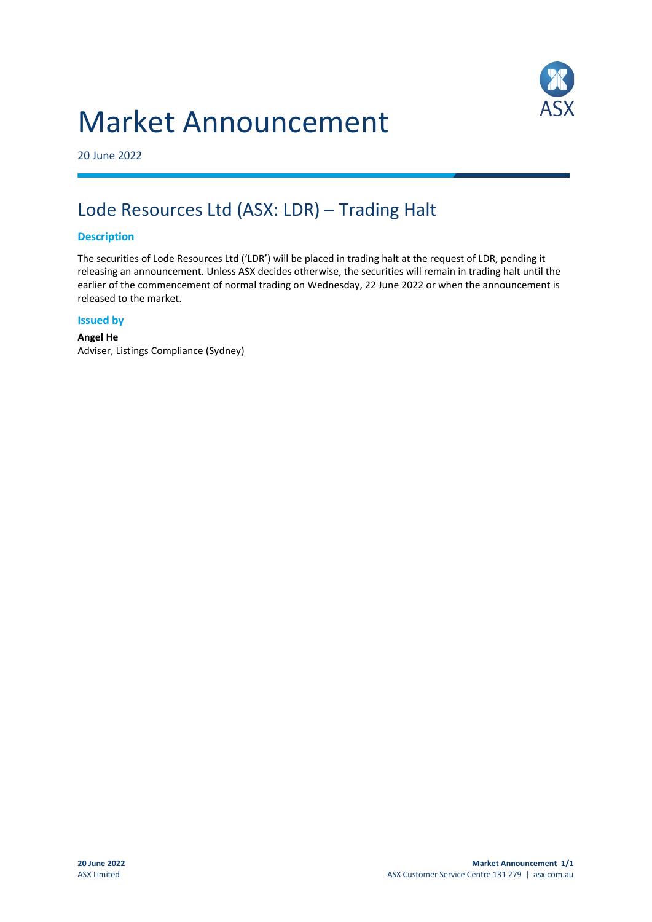# Market Announcement

20 June 2022

## Lode Resources Ltd (ASX: LDR) – Trading Halt

### Description

The securities of Lode Resources Ltd ('LDR') will be placed in trading halt at the request of LDR, pending it releasing an announcement. Unless ASX decides otherwise, the securities will remain in trading halt until the earlier of the commencement of normal trading on Wednesday, 22 June 2022 or when the announcement is released to the market.

### Issued by

**Angel He**
Adviser, Listings Compliance (Sydney)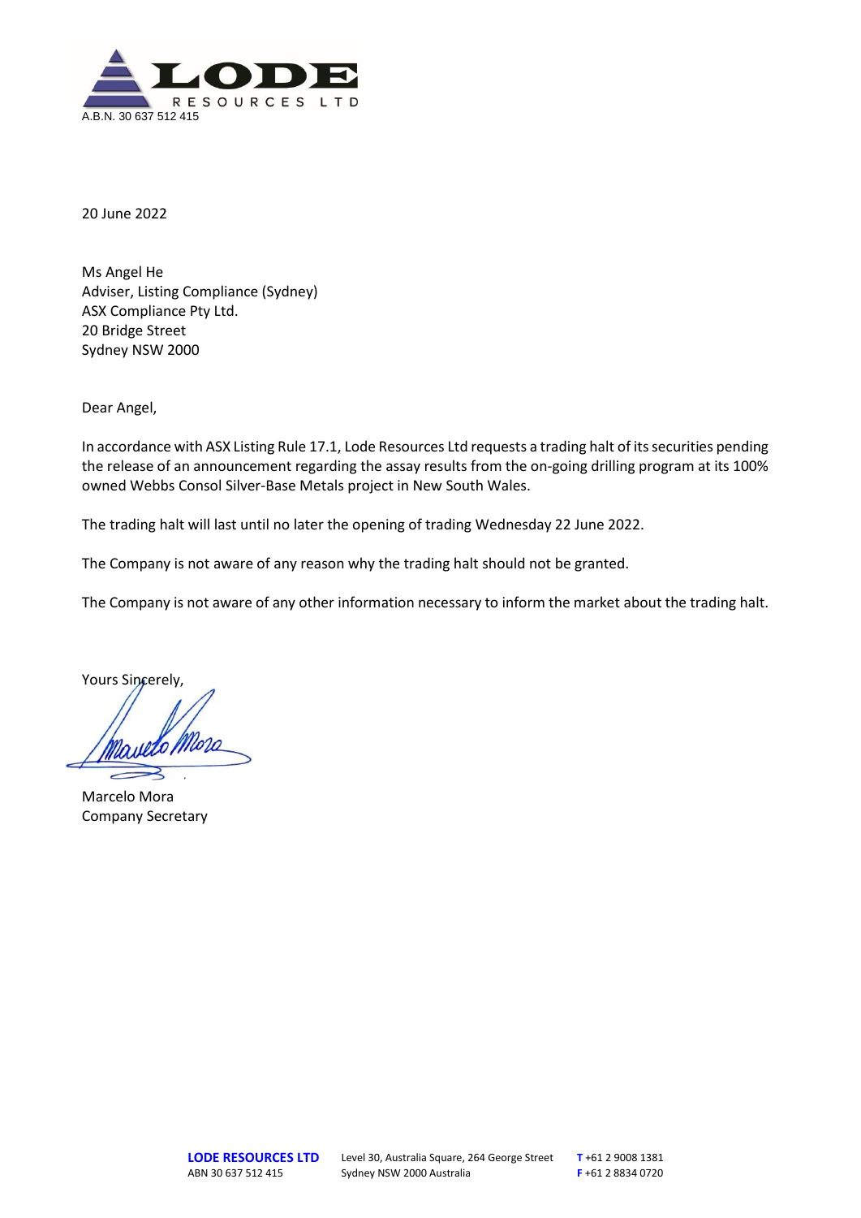LODE RESOURCES LTD

A.B.N. 30 637 512 415

20 June 2022

Ms Angel He
Adviser, Listing Compliance (Sydney)
ASX Compliance Pty Ltd.
20 Bridge Street
Sydney NSW 2000

Dear Angel,

In accordance with ASX Listing Rule 17.1, Lode Resources Ltd requests a trading halt of its securities pending the release of an announcement regarding the assay results from the on-going drilling program at its 100% owned Webbs Consol Silver-Base Metals project in New South Wales.

The trading halt will last until no later the opening of trading Wednesday 22 June 2022.

The Company is not aware of any reason why the trading halt should not be granted.

The Company is not aware of any other information necessary to inform the market about the trading halt.

Yours Sincerely,

Marcelo Mora
Company Secretary

**LODE RESOURCES LTD**
ABN 30 637 512 415

Level 30, Australia Square, 264 George Street
Sydney NSW 2000 Australia

**T** +61 2 9008 1381
**F** +61 2 8834 0720